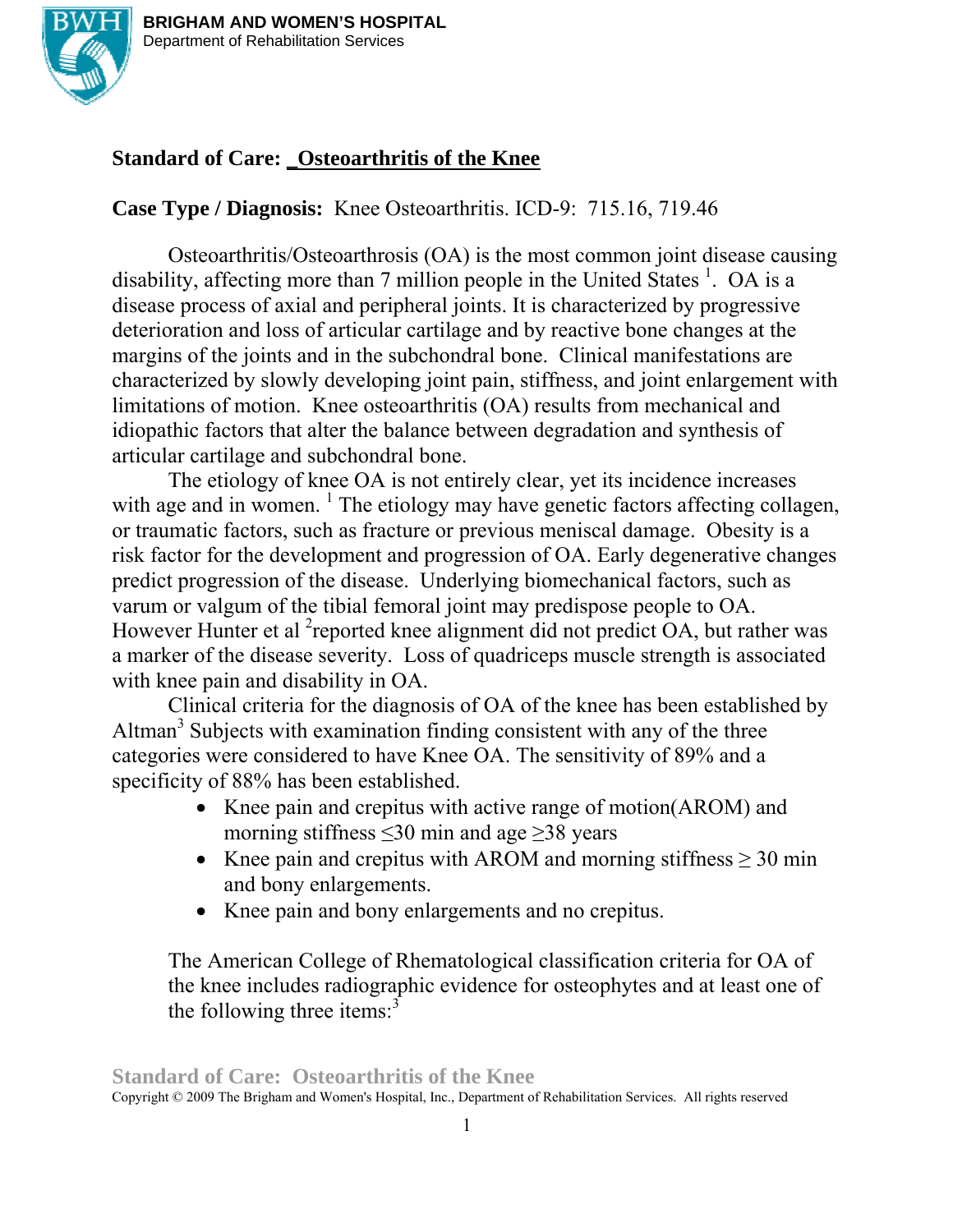BRIGHAM AND WOMEN'S HOSPITAL
Department of Rehabilitation Services

## Standard of Care: _Osteoarthritis of the Knee

**Case Type / Diagnosis:** Knee Osteoarthritis. ICD-9: 715.16, 719.46

Osteoarthritis/Osteoarthrosis (OA) is the most common joint disease causing disability, affecting more than 7 million people in the United States [1]. OA is a disease process of axial and peripheral joints. It is characterized by progressive deterioration and loss of articular cartilage and by reactive bone changes at the margins of the joints and in the subchondral bone. Clinical manifestations are characterized by slowly developing joint pain, stiffness, and joint enlargement with limitations of motion. Knee osteoarthritis (OA) results from mechanical and idiopathic factors that alter the balance between degradation and synthesis of articular cartilage and subchondral bone.

The etiology of knee OA is not entirely clear, yet its incidence increases with age and in women. [1] The etiology may have genetic factors affecting collagen, or traumatic factors, such as fracture or previous meniscal damage. Obesity is a risk factor for the development and progression of OA. Early degenerative changes predict progression of the disease. Underlying biomechanical factors, such as varum or valgum of the tibial femoral joint may predispose people to OA. However Hunter et al [2]reported knee alignment did not predict OA, but rather was a marker of the disease severity. Loss of quadriceps muscle strength is associated with knee pain and disability in OA.

Clinical criteria for the diagnosis of OA of the knee has been established by Altman[3] Subjects with examination finding consistent with any of the three categories were considered to have Knee OA. The sensitivity of 89% and a specificity of 88% has been established.

- Knee pain and crepitus with active range of motion(AROM) and morning stiffness ≤30 min and age ≥38 years
- Knee pain and crepitus with AROM and morning stiffness ≥ 30 min and bony enlargements.
- Knee pain and bony enlargements and no crepitus.

The American College of Rhematological classification criteria for OA of the knee includes radiographic evidence for osteophytes and at least one of the following three items:[3]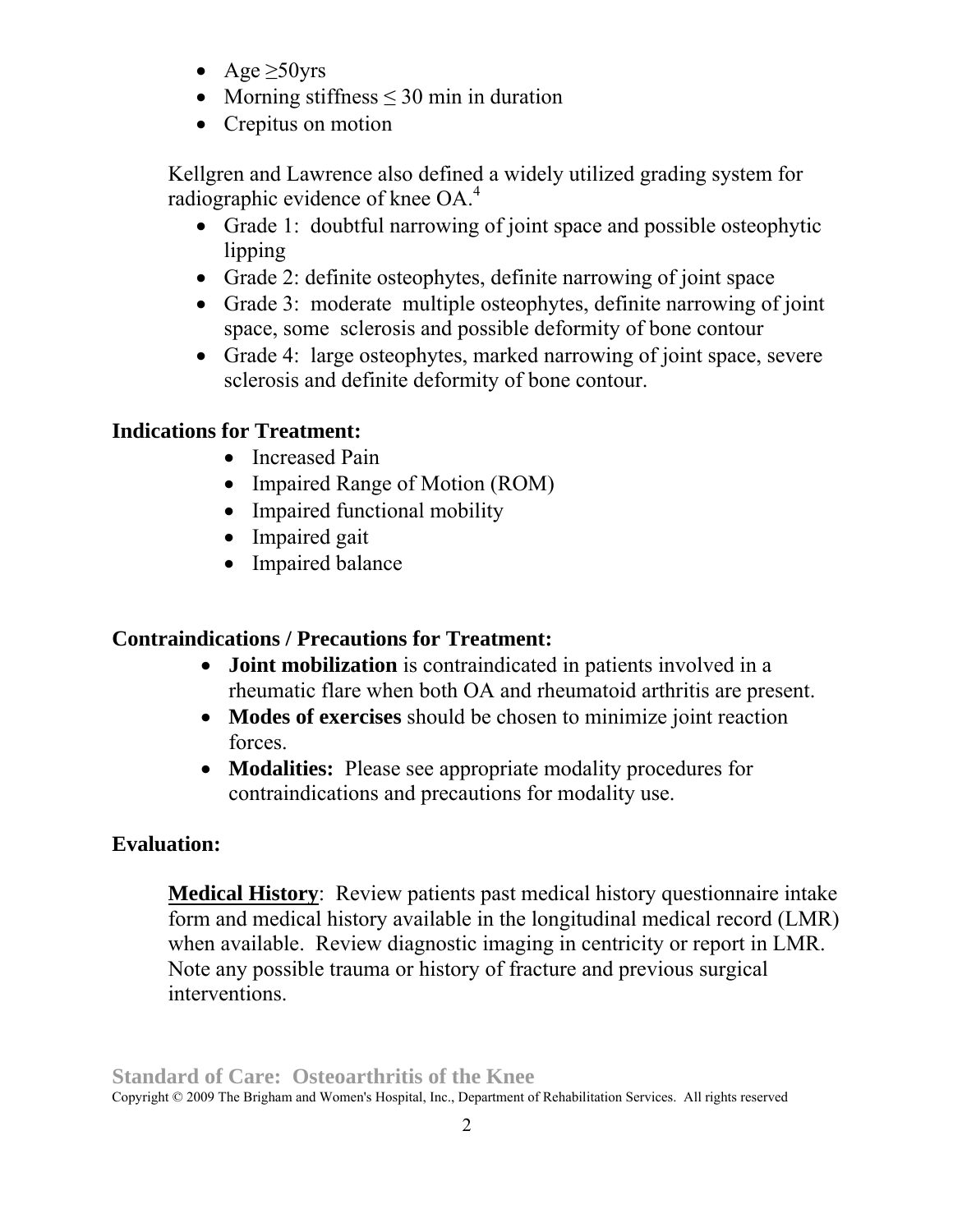- Age ≥50yrs
- Morning stiffness ≤ 30 min in duration
- Crepitus on motion

Kellgren and Lawrence also defined a widely utilized grading system for radiographic evidence of knee OA.[4]

- Grade 1: doubtful narrowing of joint space and possible osteophytic lipping
- Grade 2: definite osteophytes, definite narrowing of joint space
- Grade 3: moderate multiple osteophytes, definite narrowing of joint space, some sclerosis and possible deformity of bone contour
- Grade 4: large osteophytes, marked narrowing of joint space, severe sclerosis and definite deformity of bone contour.

**Indications for Treatment:**

- Increased Pain
- Impaired Range of Motion (ROM)
- Impaired functional mobility
- Impaired gait
- Impaired balance

**Contraindications / Precautions for Treatment:**

- **Joint mobilization** is contraindicated in patients involved in a rheumatic flare when both OA and rheumatoid arthritis are present.
- **Modes of exercises** should be chosen to minimize joint reaction forces.
- **Modalities:** Please see appropriate modality procedures for contraindications and precautions for modality use.

**Evaluation:**

**<u>Medical History</u>**: Review patients past medical history questionnaire intake form and medical history available in the longitudinal medical record (LMR) when available. Review diagnostic imaging in centricity or report in LMR. Note any possible trauma or history of fracture and previous surgical interventions.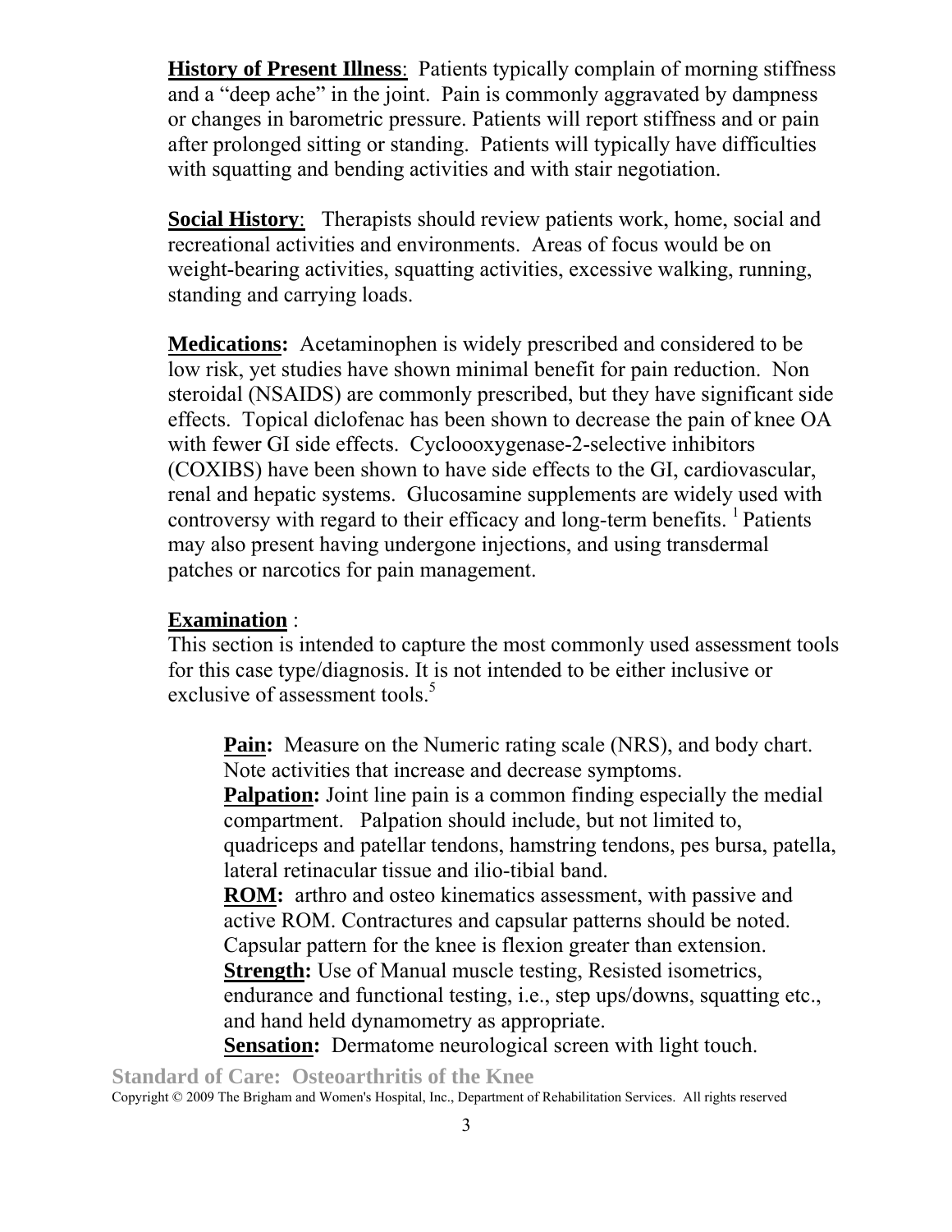**History of Present Illness**: Patients typically complain of morning stiffness and a "deep ache" in the joint. Pain is commonly aggravated by dampness or changes in barometric pressure. Patients will report stiffness and or pain after prolonged sitting or standing. Patients will typically have difficulties with squatting and bending activities and with stair negotiation.

**Social History**: Therapists should review patients work, home, social and recreational activities and environments. Areas of focus would be on weight-bearing activities, squatting activities, excessive walking, running, standing and carrying loads.

**Medications:** Acetaminophen is widely prescribed and considered to be low risk, yet studies have shown minimal benefit for pain reduction. Non steroidal (NSAIDS) are commonly prescribed, but they have significant side effects. Topical diclofenac has been shown to decrease the pain of knee OA with fewer GI side effects. Cyclooxygenase-2-selective inhibitors (COXIBS) have been shown to have side effects to the GI, cardiovascular, renal and hepatic systems. Glucosamine supplements are widely used with controversy with regard to their efficacy and long-term benefits.[1] Patients may also present having undergone injections, and using transdermal patches or narcotics for pain management.

**Examination** :
This section is intended to capture the most commonly used assessment tools for this case type/diagnosis. It is not intended to be either inclusive or exclusive of assessment tools.[5]

**Pain:** Measure on the Numeric rating scale (NRS), and body chart. Note activities that increase and decrease symptoms.
**Palpation:** Joint line pain is a common finding especially the medial compartment. Palpation should include, but not limited to, quadriceps and patellar tendons, hamstring tendons, pes bursa, patella, lateral retinacular tissue and ilio-tibial band.
**ROM:** arthro and osteo kinematics assessment, with passive and active ROM. Contractures and capsular patterns should be noted. Capsular pattern for the knee is flexion greater than extension.
**Strength:** Use of Manual muscle testing, Resisted isometrics, endurance and functional testing, i.e., step ups/downs, squatting etc., and hand held dynamometry as appropriate.
**Sensation:** Dermatome neurological screen with light touch.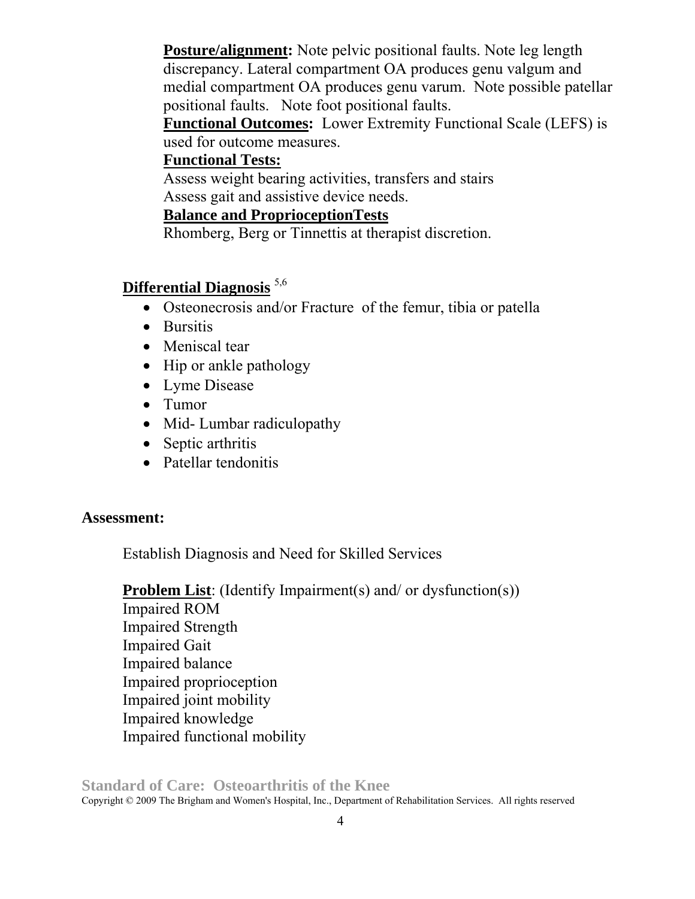**Posture/alignment:** Note pelvic positional faults. Note leg length discrepancy. Lateral compartment OA produces genu valgum and medial compartment OA produces genu varum. Note possible patellar positional faults. Note foot positional faults.

**Functional Outcomes:** Lower Extremity Functional Scale (LEFS) is used for outcome measures.

**Functional Tests:**

Assess weight bearing activities, transfers and stairs
Assess gait and assistive device needs.

**Balance and ProprioceptionTests**

Rhomberg, Berg or Tinnettis at therapist discretion.

## Differential Diagnosis [5,6]

- Osteonecrosis and/or Fracture of the femur, tibia or patella
- Bursitis
- Meniscal tear
- Hip or ankle pathology
- Lyme Disease
- Tumor
- Mid- Lumbar radiculopathy
- Septic arthritis
- Patellar tendonitis

## Assessment:

Establish Diagnosis and Need for Skilled Services

**Problem List**: (Identify Impairment(s) and/ or dysfunction(s))

Impaired ROM
Impaired Strength
Impaired Gait
Impaired balance
Impaired proprioception
Impaired joint mobility
Impaired knowledge
Impaired functional mobility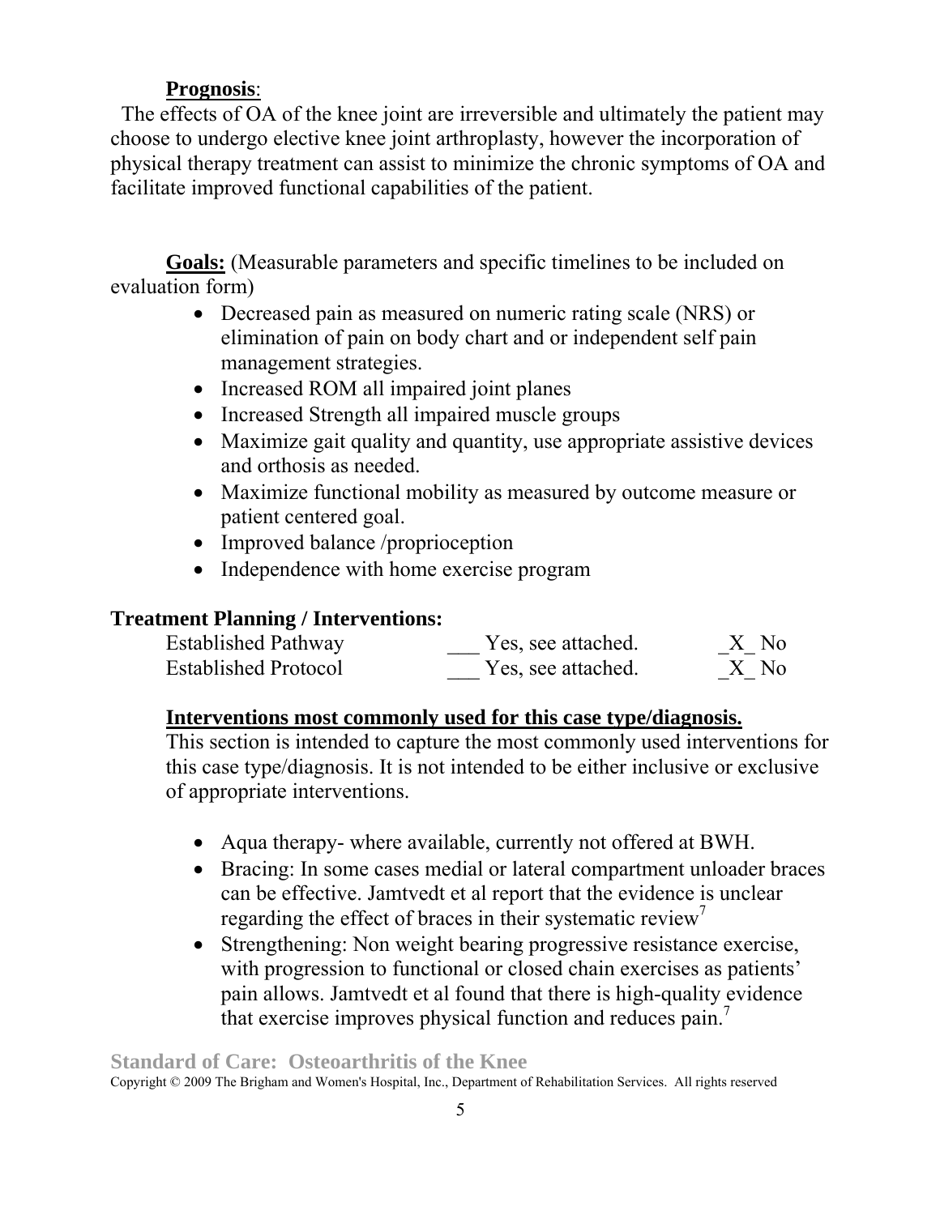**Prognosis**:

The effects of OA of the knee joint are irreversible and ultimately the patient may choose to undergo elective knee joint arthroplasty, however the incorporation of physical therapy treatment can assist to minimize the chronic symptoms of OA and facilitate improved functional capabilities of the patient.

**Goals:** (Measurable parameters and specific timelines to be included on evaluation form)

- Decreased pain as measured on numeric rating scale (NRS) or elimination of pain on body chart and or independent self pain management strategies.
- Increased ROM all impaired joint planes
- Increased Strength all impaired muscle groups
- Maximize gait quality and quantity, use appropriate assistive devices and orthosis as needed.
- Maximize functional mobility as measured by outcome measure or patient centered goal.
- Improved balance /proprioception
- Independence with home exercise program

## Treatment Planning / Interventions:

| | | |
|---|---|---|
| Established Pathway | ___ Yes, see attached. | _X_ No |
| Established Protocol | ___ Yes, see attached. | _X_ No |

**Interventions most commonly used for this case type/diagnosis.**

This section is intended to capture the most commonly used interventions for this case type/diagnosis. It is not intended to be either inclusive or exclusive of appropriate interventions.

- Aqua therapy- where available, currently not offered at BWH.
- Bracing: In some cases medial or lateral compartment unloader braces can be effective. Jamtvedt et al report that the evidence is unclear regarding the effect of braces in their systematic review[7]
- Strengthening: Non weight bearing progressive resistance exercise, with progression to functional or closed chain exercises as patients' pain allows. Jamtvedt et al found that there is high-quality evidence that exercise improves physical function and reduces pain.[7]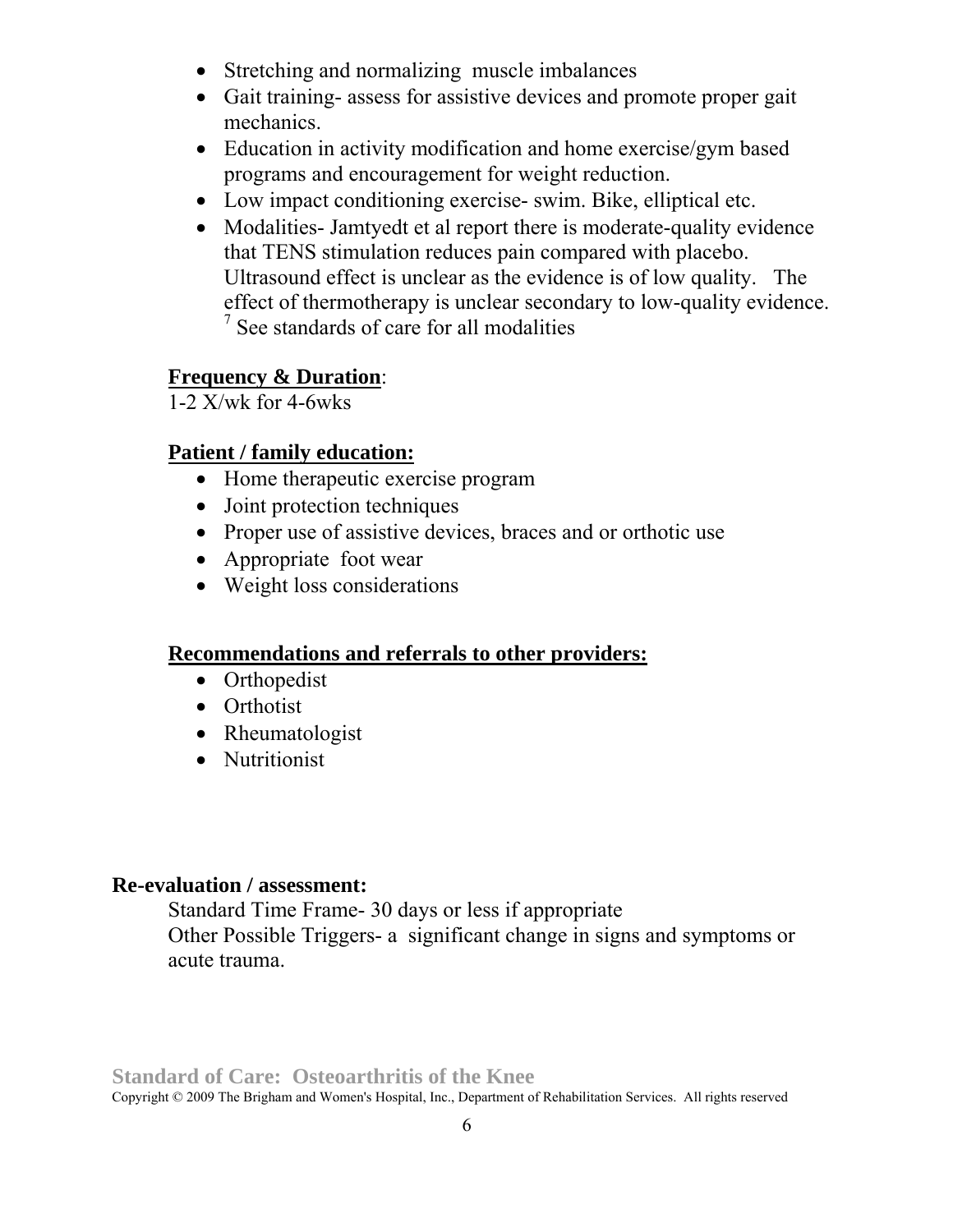- Stretching and normalizing muscle imbalances
- Gait training- assess for assistive devices and promote proper gait mechanics.
- Education in activity modification and home exercise/gym based programs and encouragement for weight reduction.
- Low impact conditioning exercise- swim. Bike, elliptical etc.
- Modalities- Jamtyedt et al report there is moderate-quality evidence that TENS stimulation reduces pain compared with placebo. Ultrasound effect is unclear as the evidence is of low quality. The effect of thermotherapy is unclear secondary to low-quality evidence. [7] See standards of care for all modalities

**Frequency & Duration**:

1-2 X/wk for 4-6wks

**Patient / family education:**

- Home therapeutic exercise program
- Joint protection techniques
- Proper use of assistive devices, braces and or orthotic use
- Appropriate foot wear
- Weight loss considerations

**Recommendations and referrals to other providers:**

- Orthopedist
- Orthotist
- Rheumatologist
- Nutritionist

**Re-evaluation / assessment:**

Standard Time Frame- 30 days or less if appropriate

Other Possible Triggers- a significant change in signs and symptoms or acute trauma.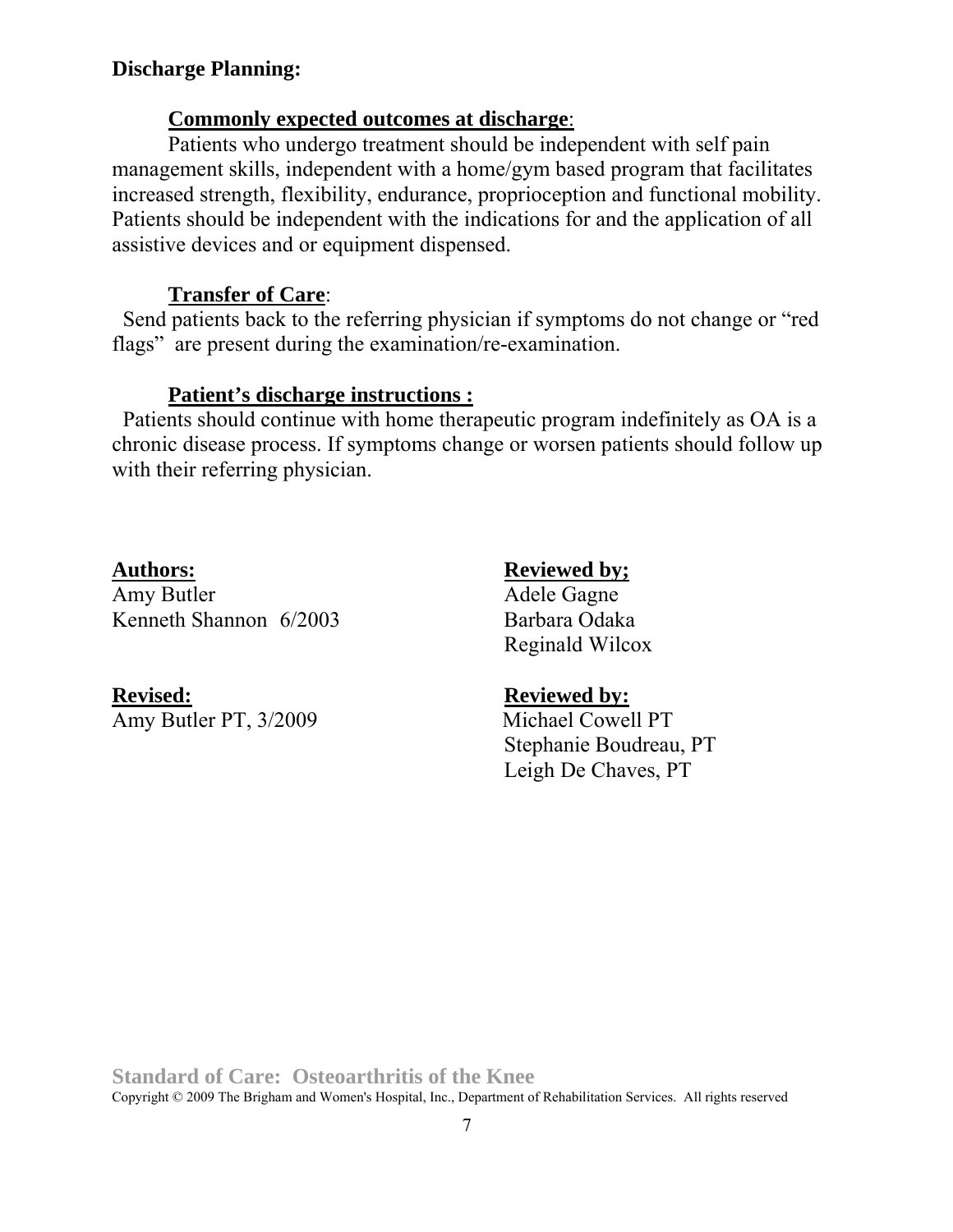**Discharge Planning:**

**Commonly expected outcomes at discharge**:

Patients who undergo treatment should be independent with self pain management skills, independent with a home/gym based program that facilitates increased strength, flexibility, endurance, proprioception and functional mobility. Patients should be independent with the indications for and the application of all assistive devices and or equipment dispensed.

**Transfer of Care**:

Send patients back to the referring physician if symptoms do not change or "red flags" are present during the examination/re-examination.

**Patient's discharge instructions :**

Patients should continue with home therapeutic program indefinitely as OA is a chronic disease process. If symptoms change or worsen patients should follow up with their referring physician.

**Authors:**
Amy Butler
Kenneth Shannon 6/2003

**Reviewed by;**
Adele Gagne
Barbara Odaka
Reginald Wilcox

**Revised:**
Amy Butler PT, 3/2009

**Reviewed by:**
Michael Cowell PT
Stephanie Boudreau, PT
Leigh De Chaves, PT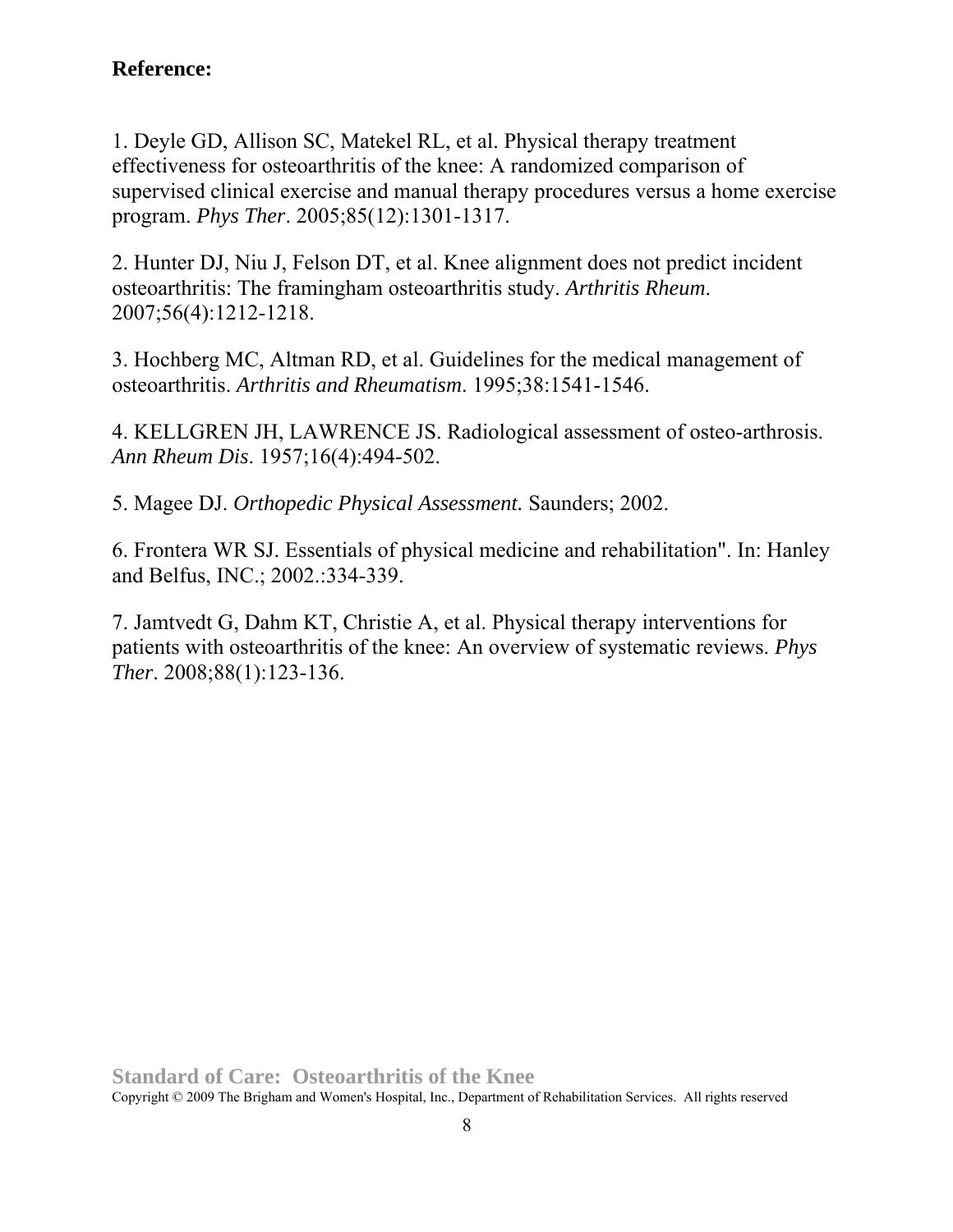**Reference:**

1. Deyle GD, Allison SC, Matekel RL, et al. Physical therapy treatment effectiveness for osteoarthritis of the knee: A randomized comparison of supervised clinical exercise and manual therapy procedures versus a home exercise program. *Phys Ther*. 2005;85(12):1301-1317.

2. Hunter DJ, Niu J, Felson DT, et al. Knee alignment does not predict incident osteoarthritis: The framingham osteoarthritis study. *Arthritis Rheum*. 2007;56(4):1212-1218.

3. Hochberg MC, Altman RD, et al. Guidelines for the medical management of osteoarthritis. *Arthritis and Rheumatism*. 1995;38:1541-1546.

4. KELLGREN JH, LAWRENCE JS. Radiological assessment of osteo-arthrosis. *Ann Rheum Dis*. 1957;16(4):494-502.

5. Magee DJ. *Orthopedic Physical Assessment.* Saunders; 2002.

6. Frontera WR SJ. Essentials of physical medicine and rehabilitation". In: Hanley and Belfus, INC.; 2002.:334-339.

7. Jamtvedt G, Dahm KT, Christie A, et al. Physical therapy interventions for patients with osteoarthritis of the knee: An overview of systematic reviews. *Phys Ther*. 2008;88(1):123-136.